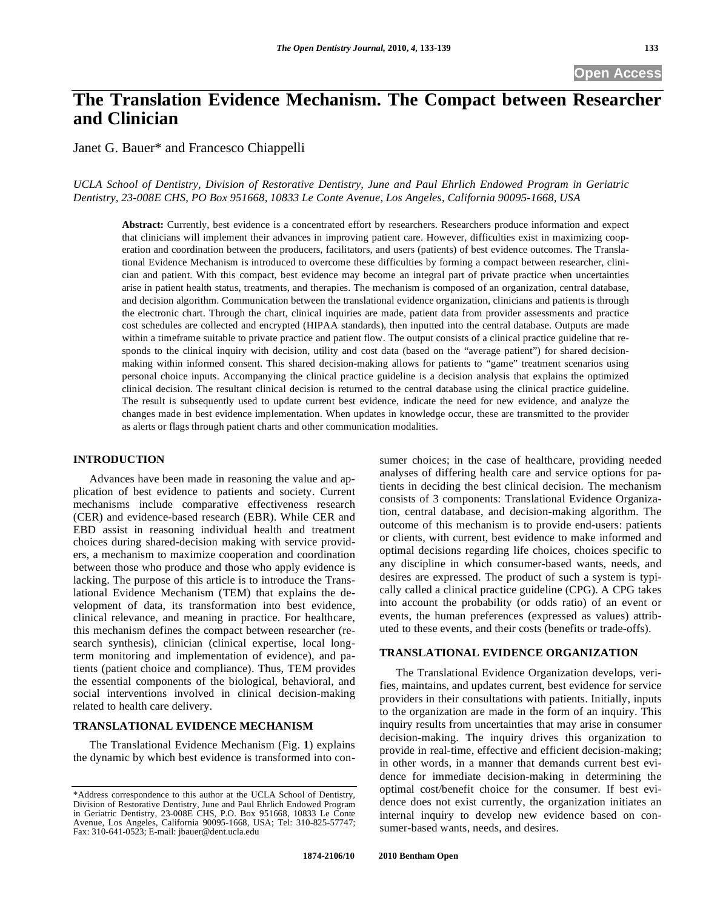# The Translation Evidence Mechanism. The Compact between Researcher and Clinician

Janet G. Bauer* and Francesco Chiappelli

*UCLA School of Dentistry, Division of Restorative Dentistry, June and Paul Ehrlich Endowed Program in Geriatric Dentistry, 23-008E CHS, PO Box 951668, 10833 Le Conte Avenue, Los Angeles, California 90095-1668, USA*

**Abstract:** Currently, best evidence is a concentrated effort by researchers. Researchers produce information and expect that clinicians will implement their advances in improving patient care. However, difficulties exist in maximizing cooperation and coordination between the producers, facilitators, and users (patients) of best evidence outcomes. The Translational Evidence Mechanism is introduced to overcome these difficulties by forming a compact between researcher, clinician and patient. With this compact, best evidence may become an integral part of private practice when uncertainties arise in patient health status, treatments, and therapies. The mechanism is composed of an organization, central database, and decision algorithm. Communication between the translational evidence organization, clinicians and patients is through the electronic chart. Through the chart, clinical inquiries are made, patient data from provider assessments and practice cost schedules are collected and encrypted (HIPAA standards), then inputted into the central database. Outputs are made within a timeframe suitable to private practice and patient flow. The output consists of a clinical practice guideline that responds to the clinical inquiry with decision, utility and cost data (based on the "average patient") for shared decision-making within informed consent. This shared decision-making allows for patients to "game" treatment scenarios using personal choice inputs. Accompanying the clinical practice guideline is a decision analysis that explains the optimized clinical decision. The resultant clinical decision is returned to the central database using the clinical practice guideline. The result is subsequently used to update current best evidence, indicate the need for new evidence, and analyze the changes made in best evidence implementation. When updates in knowledge occur, these are transmitted to the provider as alerts or flags through patient charts and other communication modalities.

## INTRODUCTION

Advances have been made in reasoning the value and application of best evidence to patients and society. Current mechanisms include comparative effectiveness research (CER) and evidence-based research (EBR). While CER and EBD assist in reasoning individual health and treatment choices during shared-decision making with service providers, a mechanism to maximize cooperation and coordination between those who produce and those who apply evidence is lacking. The purpose of this article is to introduce the Translational Evidence Mechanism (TEM) that explains the development of data, its transformation into best evidence, clinical relevance, and meaning in practice. For healthcare, this mechanism defines the compact between researcher (research synthesis), clinician (clinical expertise, local long-term monitoring and implementation of evidence), and patients (patient choice and compliance). Thus, TEM provides the essential components of the biological, behavioral, and social interventions involved in clinical decision-making related to health care delivery.

## TRANSLATIONAL EVIDENCE MECHANISM

The Translational Evidence Mechanism (Fig. **1**) explains the dynamic by which best evidence is transformed into consumer choices; in the case of healthcare, providing needed analyses of differing health care and service options for patients in deciding the best clinical decision. The mechanism consists of 3 components: Translational Evidence Organization, central database, and decision-making algorithm. The outcome of this mechanism is to provide end-users: patients or clients, with current, best evidence to make informed and optimal decisions regarding life choices, choices specific to any discipline in which consumer-based wants, needs, and desires are expressed. The product of such a system is typically called a clinical practice guideline (CPG). A CPG takes into account the probability (or odds ratio) of an event or events, the human preferences (expressed as values) attributed to these events, and their costs (benefits or trade-offs).

## TRANSLATIONAL EVIDENCE ORGANIZATION

The Translational Evidence Organization develops, verifies, maintains, and updates current, best evidence for service providers in their consultations with patients. Initially, inputs to the organization are made in the form of an inquiry. This inquiry results from uncertainties that may arise in consumer decision-making. The inquiry drives this organization to provide in real-time, effective and efficient decision-making; in other words, in a manner that demands current best evidence for immediate decision-making in determining the optimal cost/benefit choice for the consumer. If best evidence does not exist currently, the organization initiates an internal inquiry to develop new evidence based on consumer-based wants, needs, and desires.

*Address correspondence to this author at the UCLA School of Dentistry, Division of Restorative Dentistry, June and Paul Ehrlich Endowed Program in Geriatric Dentistry, 23-008E CHS, P.O. Box 951668, 10833 Le Conte Avenue, Los Angeles, California 90095-1668, USA; Tel: 310-825-57747; Fax: 310-641-0523; E-mail: jbauer@dent.ucla.edu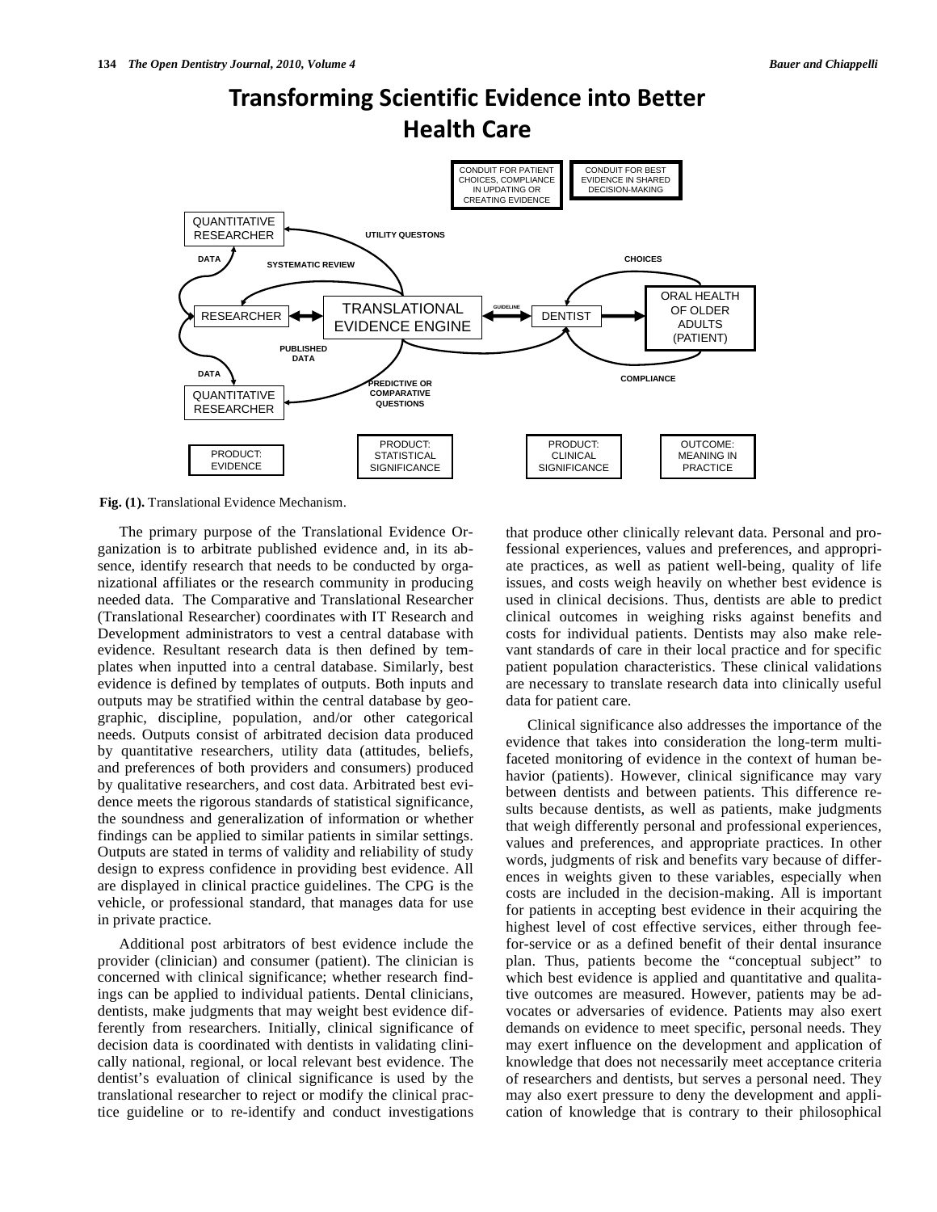Fig. (1). Translational Evidence Mechanism.

The primary purpose of the Translational Evidence Organization is to arbitrate published evidence and, in its absence, identify research that needs to be conducted by organizational affiliates or the research community in producing needed data. The Comparative and Translational Researcher (Translational Researcher) coordinates with IT Research and Development administrators to vest a central database with evidence. Resultant research data is then defined by templates when inputted into a central database. Similarly, best evidence is defined by templates of outputs. Both inputs and outputs may be stratified within the central database by geographic, discipline, population, and/or other categorical needs. Outputs consist of arbitrated decision data produced by quantitative researchers, utility data (attitudes, beliefs, and preferences of both providers and consumers) produced by qualitative researchers, and cost data. Arbitrated best evidence meets the rigorous standards of statistical significance, the soundness and generalization of information or whether findings can be applied to similar patients in similar settings. Outputs are stated in terms of validity and reliability of study design to express confidence in providing best evidence. All are displayed in clinical practice guidelines. The CPG is the vehicle, or professional standard, that manages data for use in private practice.

Additional post arbitrators of best evidence include the provider (clinician) and consumer (patient). The clinician is concerned with clinical significance; whether research findings can be applied to individual patients. Dental clinicians, dentists, make judgments that may weight best evidence differently from researchers. Initially, clinical significance of decision data is coordinated with dentists in validating clinically national, regional, or local relevant best evidence. The dentist's evaluation of clinical significance is used by the translational researcher to reject or modify the clinical practice guideline or to re-identify and conduct investigations that produce other clinically relevant data. Personal and professional experiences, values and preferences, and appropriate practices, as well as patient well-being, quality of life issues, and costs weigh heavily on whether best evidence is used in clinical decisions. Thus, dentists are able to predict clinical outcomes in weighing risks against benefits and costs for individual patients. Dentists may also make relevant standards of care in their local practice and for specific patient population characteristics. These clinical validations are necessary to translate research data into clinically useful data for patient care.

Clinical significance also addresses the importance of the evidence that takes into consideration the long-term multifaceted monitoring of evidence in the context of human behavior (patients). However, clinical significance may vary between dentists and between patients. This difference results because dentists, as well as patients, make judgments that weigh differently personal and professional experiences, values and preferences, and appropriate practices. In other words, judgments of risk and benefits vary because of differences in weights given to these variables, especially when costs are included in the decision-making. All is important for patients in accepting best evidence in their acquiring the highest level of cost effective services, either through fee-for-service or as a defined benefit of their dental insurance plan. Thus, patients become the "conceptual subject" to which best evidence is applied and quantitative and qualitative outcomes are measured. However, patients may be advocates or adversaries of evidence. Patients may also exert demands on evidence to meet specific, personal needs. They may exert influence on the development and application of knowledge that does not necessarily meet acceptance criteria of researchers and dentists, but serves a personal need. They may also exert pressure to deny the development and application of knowledge that is contrary to their philosophical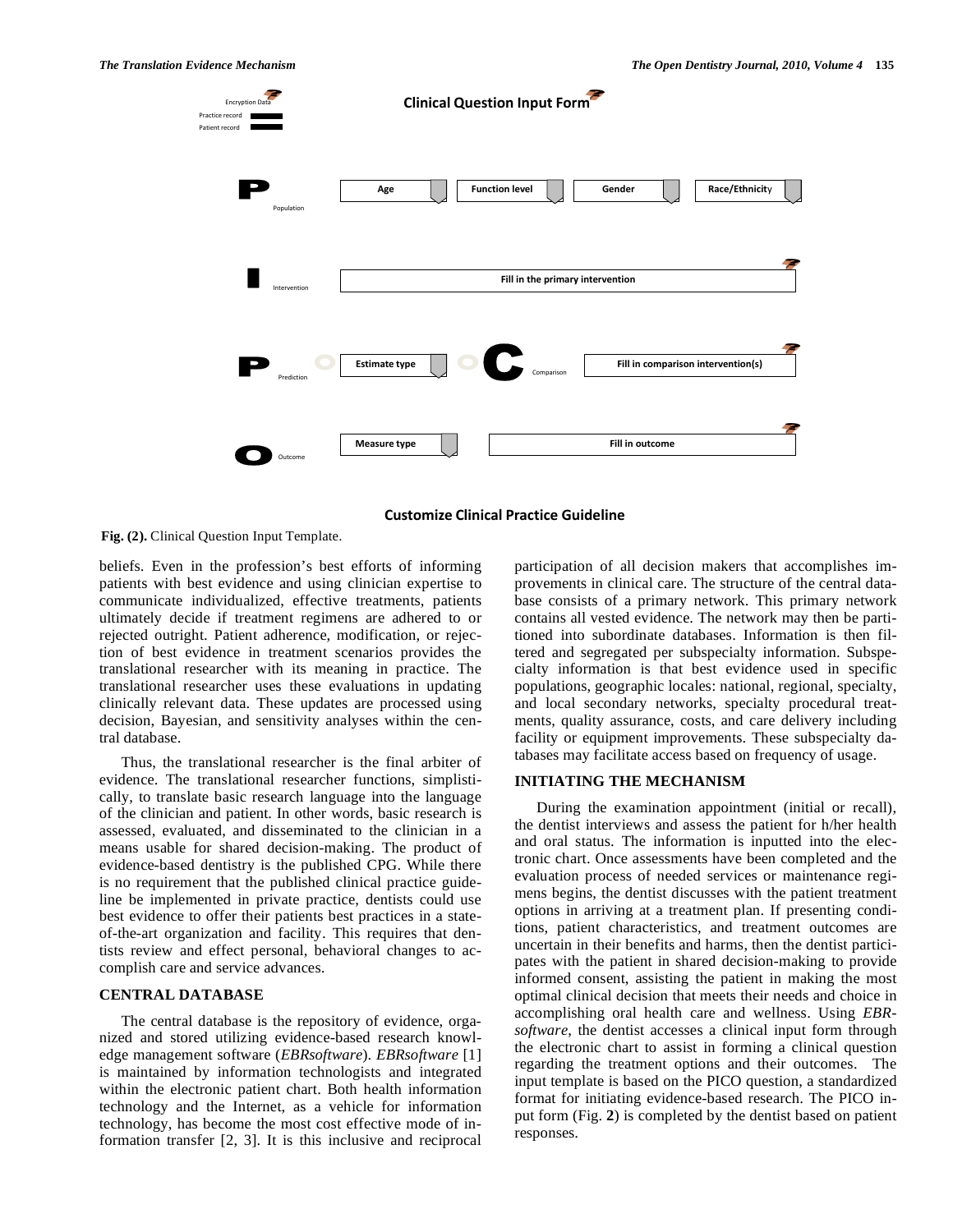**Encryption Data**

Practice record

Patient record

**Clinical Question Input Form**

| | | | | |
|---|---|---|---|---|
| **P** Population | Age | Function level | Gender | Race/Ethnicity |
| **I** Intervention | Fill in the primary intervention | | | |
| **P** Prediction | Estimate type | **C** Comparison | Fill in comparison intervention(s) | |
| **O** Outcome | Measure type | Fill in outcome | | |

**Customize Clinical Practice Guideline**

**Fig. (2).** Clinical Question Input Template.

beliefs. Even in the profession's best efforts of informing patients with best evidence and using clinician expertise to communicate individualized, effective treatments, patients ultimately decide if treatment regimens are adhered to or rejected outright. Patient adherence, modification, or rejection of best evidence in treatment scenarios provides the translational researcher with its meaning in practice. The translational researcher uses these evaluations in updating clinically relevant data. These updates are processed using decision, Bayesian, and sensitivity analyses within the central database.

Thus, the translational researcher is the final arbiter of evidence. The translational researcher functions, simplistically, to translate basic research language into the language of the clinician and patient. In other words, basic research is assessed, evaluated, and disseminated to the clinician in a means usable for shared decision-making. The product of evidence-based dentistry is the published CPG. While there is no requirement that the published clinical practice guideline be implemented in private practice, dentists could use best evidence to offer their patients best practices in a state-of-the-art organization and facility. This requires that dentists review and effect personal, behavioral changes to accomplish care and service advances.

## CENTRAL DATABASE

The central database is the repository of evidence, organized and stored utilizing evidence-based research knowledge management software (*EBRsoftware*). *EBRsoftware* [1] is maintained by information technologists and integrated within the electronic patient chart. Both health information technology and the Internet, as a vehicle for information technology, has become the most cost effective mode of information transfer [2, 3]. It is this inclusive and reciprocal participation of all decision makers that accomplishes improvements in clinical care. The structure of the central database consists of a primary network. This primary network contains all vested evidence. The network may then be partitioned into subordinate databases. Information is then filtered and segregated per subspecialty information. Subspecialty information is that best evidence used in specific populations, geographic locales: national, regional, specialty, and local secondary networks, specialty procedural treatments, quality assurance, costs, and care delivery including facility or equipment improvements. These subspecialty databases may facilitate access based on frequency of usage.

## INITIATING THE MECHANISM

During the examination appointment (initial or recall), the dentist interviews and assess the patient for h/her health and oral status. The information is inputted into the electronic chart. Once assessments have been completed and the evaluation process of needed services or maintenance regimens begins, the dentist discusses with the patient treatment options in arriving at a treatment plan. If presenting conditions, patient characteristics, and treatment outcomes are uncertain in their benefits and harms, then the dentist participates with the patient in shared decision-making to provide informed consent, assisting the patient in making the most optimal clinical decision that meets their needs and choice in accomplishing oral health care and wellness. Using *EBRsoftware*, the dentist accesses a clinical input form through the electronic chart to assist in forming a clinical question regarding the treatment options and their outcomes. The input template is based on the PICO question, a standardized format for initiating evidence-based research. The PICO input form (Fig. **2**) is completed by the dentist based on patient responses.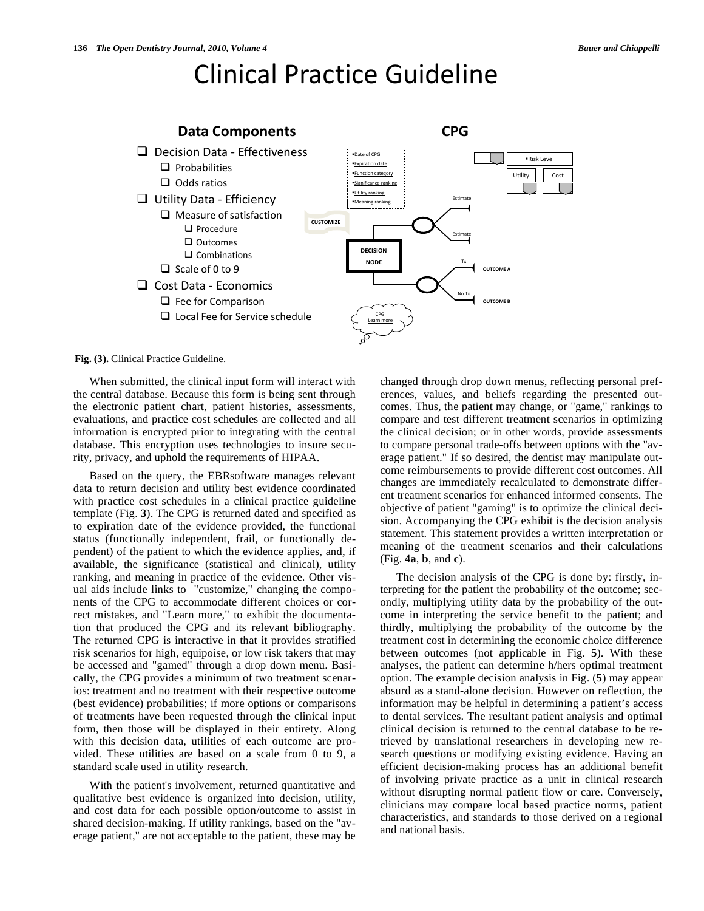# Clinical Practice Guideline

**Data Components**

- Decision Data - Effectiveness
  - Probabilities
  - Odds ratios
- Utility Data - Efficiency
  - Measure of satisfaction
    - Procedure
    - Outcomes
    - Combinations
  - Scale of 0 to 9
- Cost Data - Economics
  - Fee for Comparison
  - Local Fee for Service schedule

**CPG**

Date of CPG
Expiration date
Function category
Significance ranking
Utility ranking
Meaning ranking

CUSTOMIZE

DECISION NODE

Risk Level
Utility
Cost

Estimate
Estimate
Tx
OUTCOME A
No Tx
OUTCOME B

CPG
Learn more

**Fig. (3).** Clinical Practice Guideline.

When submitted, the clinical input form will interact with the central database. Because this form is being sent through the electronic patient chart, patient histories, assessments, evaluations, and practice cost schedules are collected and all information is encrypted prior to integrating with the central database. This encryption uses technologies to insure security, privacy, and uphold the requirements of HIPAA.

Based on the query, the EBRsoftware manages relevant data to return decision and utility best evidence coordinated with practice cost schedules in a clinical practice guideline template (Fig. **3**). The CPG is returned dated and specified as to expiration date of the evidence provided, the functional status (functionally independent, frail, or functionally dependent) of the patient to which the evidence applies, and, if available, the significance (statistical and clinical), utility ranking, and meaning in practice of the evidence. Other visual aids include links to "customize," changing the components of the CPG to accommodate different choices or correct mistakes, and "Learn more," to exhibit the documentation that produced the CPG and its relevant bibliography. The returned CPG is interactive in that it provides stratified risk scenarios for high, equipoise, or low risk takers that may be accessed and "gamed" through a drop down menu. Basically, the CPG provides a minimum of two treatment scenarios: treatment and no treatment with their respective outcome (best evidence) probabilities; if more options or comparisons of treatments have been requested through the clinical input form, then those will be displayed in their entirety. Along with this decision data, utilities of each outcome are provided. These utilities are based on a scale from 0 to 9, a standard scale used in utility research.

With the patient's involvement, returned quantitative and qualitative best evidence is organized into decision, utility, and cost data for each possible option/outcome to assist in shared decision-making. If utility rankings, based on the "average patient," are not acceptable to the patient, these may be changed through drop down menus, reflecting personal preferences, values, and beliefs regarding the presented outcomes. Thus, the patient may change, or "game," rankings to compare and test different treatment scenarios in optimizing the clinical decision; or in other words, provide assessments to compare personal trade-offs between options with the "average patient." If so desired, the dentist may manipulate outcome reimbursements to provide different cost outcomes. All changes are immediately recalculated to demonstrate different treatment scenarios for enhanced informed consents. The objective of patient "gaming" is to optimize the clinical decision. Accompanying the CPG exhibit is the decision analysis statement. This statement provides a written interpretation or meaning of the treatment scenarios and their calculations (Fig. **4a**, **b**, and **c**).

The decision analysis of the CPG is done by: firstly, interpreting for the patient the probability of the outcome; secondly, multiplying utility data by the probability of the outcome in interpreting the service benefit to the patient; and thirdly, multiplying the probability of the outcome by the treatment cost in determining the economic choice difference between outcomes (not applicable in Fig. **5**). With these analyses, the patient can determine h/hers optimal treatment option. The example decision analysis in Fig. (**5**) may appear absurd as a stand-alone decision. However on reflection, the information may be helpful in determining a patient's access to dental services. The resultant patient analysis and optimal clinical decision is returned to the central database to be retrieved by translational researchers in developing new research questions or modifying existing evidence. Having an efficient decision-making process has an additional benefit of involving private practice as a unit in clinical research without disrupting normal patient flow or care. Conversely, clinicians may compare local based practice norms, patient characteristics, and standards to those derived on a regional and national basis.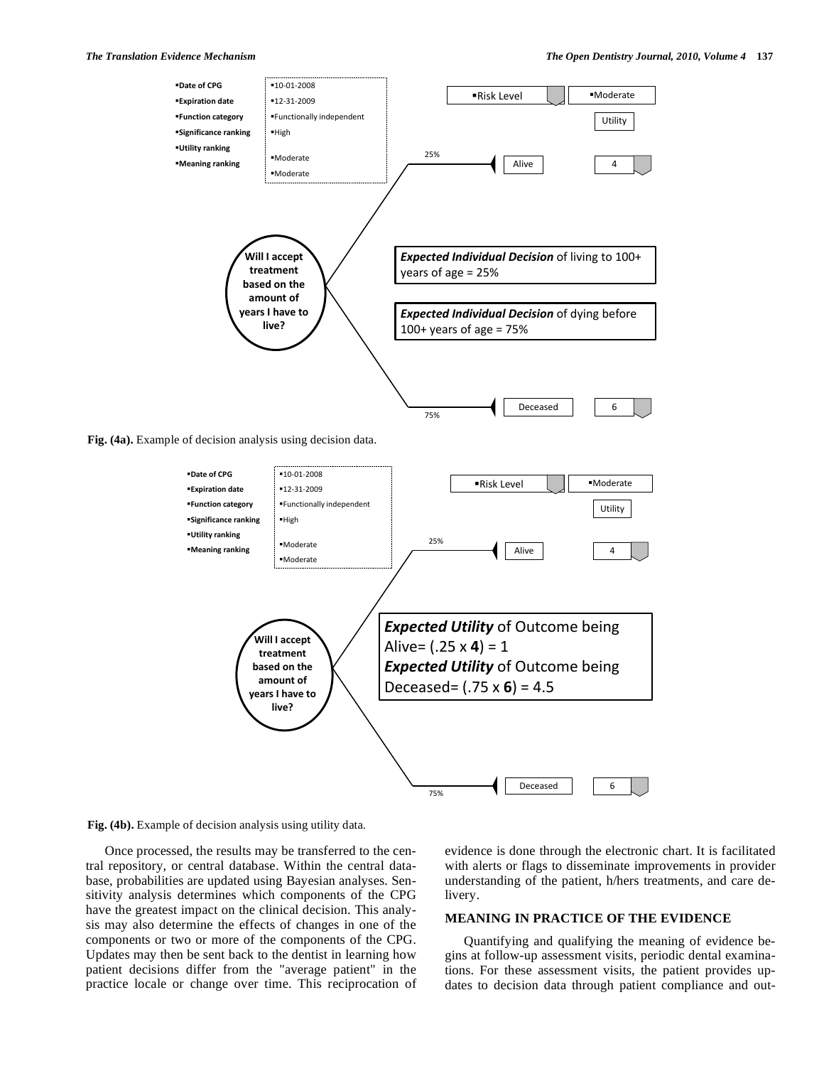**Fig. (4a).** Example of decision analysis using decision data.

**Fig. (4b).** Example of decision analysis using utility data.

Once processed, the results may be transferred to the central repository, or central database. Within the central database, probabilities are updated using Bayesian analyses. Sensitivity analysis determines which components of the CPG have the greatest impact on the clinical decision. This analysis may also determine the effects of changes in one of the components or two or more of the components of the CPG. Updates may then be sent back to the dentist in learning how patient decisions differ from the "average patient" in the practice locale or change over time. This reciprocation of evidence is done through the electronic chart. It is facilitated with alerts or flags to disseminate improvements in provider understanding of the patient, h/hers treatments, and care delivery.

## MEANING IN PRACTICE OF THE EVIDENCE

Quantifying and qualifying the meaning of evidence begins at follow-up assessment visits, periodic dental examinations. For these assessment visits, the patient provides updates to decision data through patient compliance and out-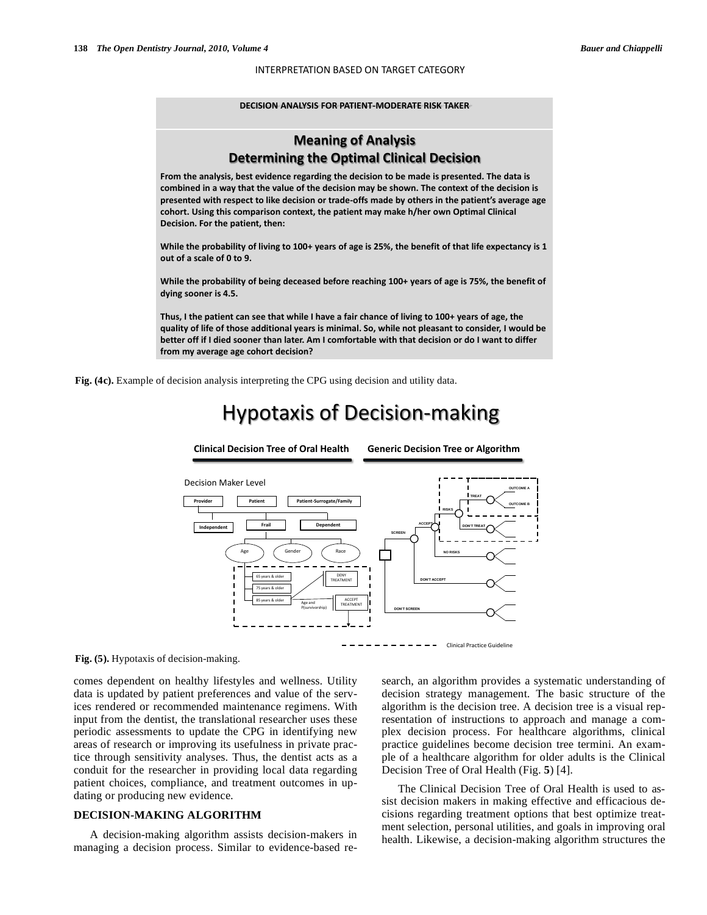INTERPRETATION BASED ON TARGET CATEGORY

**DECISION ANALYSIS FOR PATIENT-MODERATE RISK TAKER**

## Meaning of Analysis
## Determining the Optimal Clinical Decision

**From the analysis, best evidence regarding the decision to be made is presented. The data is combined in a way that the value of the decision may be shown. The context of the decision is presented with respect to like decision or trade-offs made by others in the patient's average age cohort. Using this comparison context, the patient may make h/her own Optimal Clinical Decision. For the patient, then:**

**While the probability of living to 100+ years of age is 25%, the benefit of that life expectancy is 1 out of a scale of 0 to 9.**

**While the probability of being deceased before reaching 100+ years of age is 75%, the benefit of dying sooner is 4.5.**

**Thus, I the patient can see that while I have a fair chance of living to 100+ years of age, the quality of life of those additional years is minimal. So, while not pleasant to consider, I would be better off if I died sooner than later. Am I comfortable with that decision or do I want to differ from my average age cohort decision?**

**Fig. (4c).** Example of decision analysis interpreting the CPG using decision and utility data.

# Hypotaxis of Decision-making

**Clinical Decision Tree of Oral Health** | **Generic Decision Tree or Algorithm**

Decision Maker Level

Provider | Patient | Patient-Surrogate/Family

Independent | Frail | Dependent

Age | Gender | Race

65 years & older | 75 years & older | 85 years & older | DENY TREATMENT | ACCEPT TREATMENT | Age and P(survivorship)

SCREEN | ACCEPT | RISKS | TREAT | OUTCOME A | OUTCOME B | DON'T TREAT | NO RISKS | DON'T ACCEPT | DON'T SCREEN

Clinical Practice Guideline

**Fig. (5).** Hypotaxis of decision-making.

comes dependent on healthy lifestyles and wellness. Utility data is updated by patient preferences and value of the services rendered or recommended maintenance regimens. With input from the dentist, the translational researcher uses these periodic assessments to update the CPG in identifying new areas of research or improving its usefulness in private practice through sensitivity analyses. Thus, the dentist acts as a conduit for the researcher in providing local data regarding patient choices, compliance, and treatment outcomes in updating or producing new evidence.

## DECISION-MAKING ALGORITHM

A decision-making algorithm assists decision-makers in managing a decision process. Similar to evidence-based research, an algorithm provides a systematic understanding of decision strategy management. The basic structure of the algorithm is the decision tree. A decision tree is a visual representation of instructions to approach and manage a complex decision process. For healthcare algorithms, clinical practice guidelines become decision tree termini. An example of a healthcare algorithm for older adults is the Clinical Decision Tree of Oral Health (Fig. **5**) [4].

The Clinical Decision Tree of Oral Health is used to assist decision makers in making effective and efficacious decisions regarding treatment options that best optimize treatment selection, personal utilities, and goals in improving oral health. Likewise, a decision-making algorithm structures the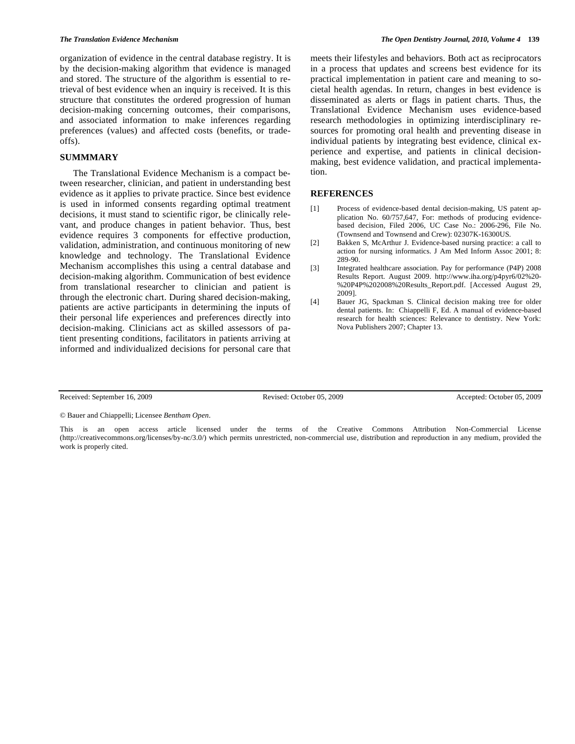organization of evidence in the central database registry. It is by the decision-making algorithm that evidence is managed and stored. The structure of the algorithm is essential to retrieval of best evidence when an inquiry is received. It is this structure that constitutes the ordered progression of human decision-making concerning outcomes, their comparisons, and associated information to make inferences regarding preferences (values) and affected costs (benefits, or trade-offs).

## SUMMMARY

The Translational Evidence Mechanism is a compact between researcher, clinician, and patient in understanding best evidence as it applies to private practice. Since best evidence is used in informed consents regarding optimal treatment decisions, it must stand to scientific rigor, be clinically relevant, and produce changes in patient behavior. Thus, best evidence requires 3 components for effective production, validation, administration, and continuous monitoring of new knowledge and technology. The Translational Evidence Mechanism accomplishes this using a central database and decision-making algorithm. Communication of best evidence from translational researcher to clinician and patient is through the electronic chart. During shared decision-making, patients are active participants in determining the inputs of their personal life experiences and preferences directly into decision-making. Clinicians act as skilled assessors of patient presenting conditions, facilitators in patients arriving at informed and individualized decisions for personal care that meets their lifestyles and behaviors. Both act as reciprocators in a process that updates and screens best evidence for its practical implementation in patient care and meaning to societal health agendas. In return, changes in best evidence is disseminated as alerts or flags in patient charts. Thus, the Translational Evidence Mechanism uses evidence-based research methodologies in optimizing interdisciplinary resources for promoting oral health and preventing disease in individual patients by integrating best evidence, clinical experience and expertise, and patients in clinical decision-making, best evidence validation, and practical implementation.

## REFERENCES

[1] Process of evidence-based dental decision-making, US patent application No. 60/757,647, For: methods of producing evidence-based decision, Filed 2006, UC Case No.: 2006-296, File No. (Townsend and Townsend and Crew): 02307K-16300US.

[2] Bakken S, McArthur J. Evidence-based nursing practice: a call to action for nursing informatics. J Am Med Inform Assoc 2001; 8: 289-90.

[3] Integrated healthcare association. Pay for performance (P4P) 2008 Results Report. August 2009. http://www.iha.org/p4pyr6/02%20-%20P4P%202008%20Results_Report.pdf. [Accessed August 29, 2009].

[4] Bauer JG, Spackman S. Clinical decision making tree for older dental patients. In: Chiappelli F, Ed. A manual of evidence-based research for health sciences: Relevance to dentistry. New York: Nova Publishers 2007; Chapter 13.

Received: September 16, 2009 Revised: October 05, 2009 Accepted: October 05, 2009

© Bauer and Chiappelli; Licensee *Bentham Open*.

This is an open access article licensed under the terms of the Creative Commons Attribution Non-Commercial License (http://creativecommons.org/licenses/by-nc/3.0/) which permits unrestricted, non-commercial use, distribution and reproduction in any medium, provided the work is properly cited.